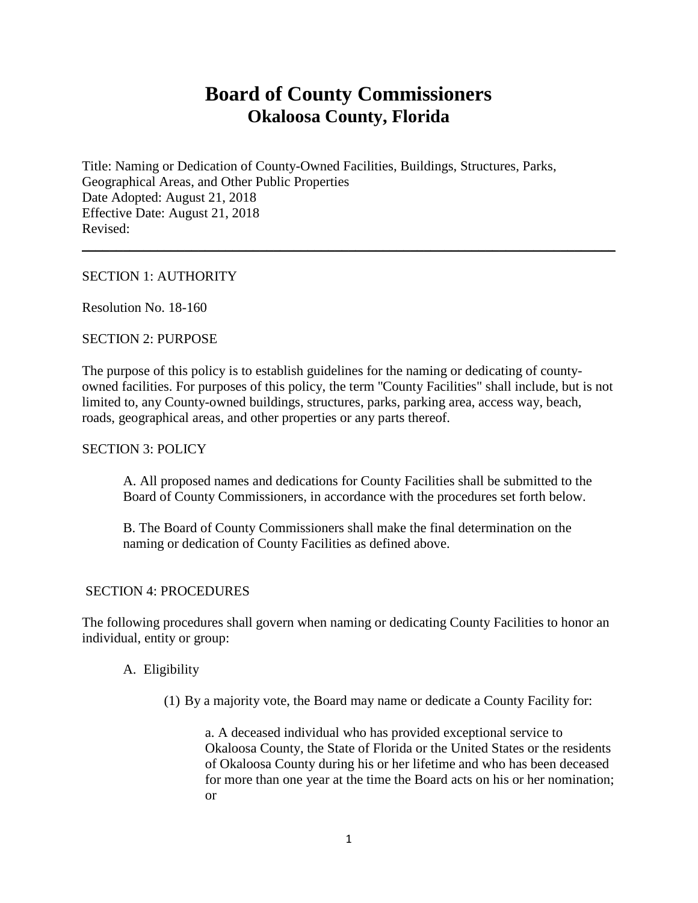# Board of County Commissioners
## Okaloosa County, Florida

Title: Naming or Dedication of County-Owned Facilities, Buildings, Structures, Parks, Geographical Areas, and Other Public Properties
Date Adopted: August 21, 2018
Effective Date: August 21, 2018
Revised:

---

SECTION 1: AUTHORITY

Resolution No. 18-160

SECTION 2: PURPOSE

The purpose of this policy is to establish guidelines for the naming or dedicating of county-owned facilities. For purposes of this policy, the term "County Facilities" shall include, but is not limited to, any County-owned buildings, structures, parks, parking area, access way, beach, roads, geographical areas, and other properties or any parts thereof.

SECTION 3: POLICY

A. All proposed names and dedications for County Facilities shall be submitted to the Board of County Commissioners, in accordance with the procedures set forth below.

B. The Board of County Commissioners shall make the final determination on the naming or dedication of County Facilities as defined above.

SECTION 4: PROCEDURES

The following procedures shall govern when naming or dedicating County Facilities to honor an individual, entity or group:

A. Eligibility

(1) By a majority vote, the Board may name or dedicate a County Facility for:

a. A deceased individual who has provided exceptional service to Okaloosa County, the State of Florida or the United States or the residents of Okaloosa County during his or her lifetime and who has been deceased for more than one year at the time the Board acts on his or her nomination; or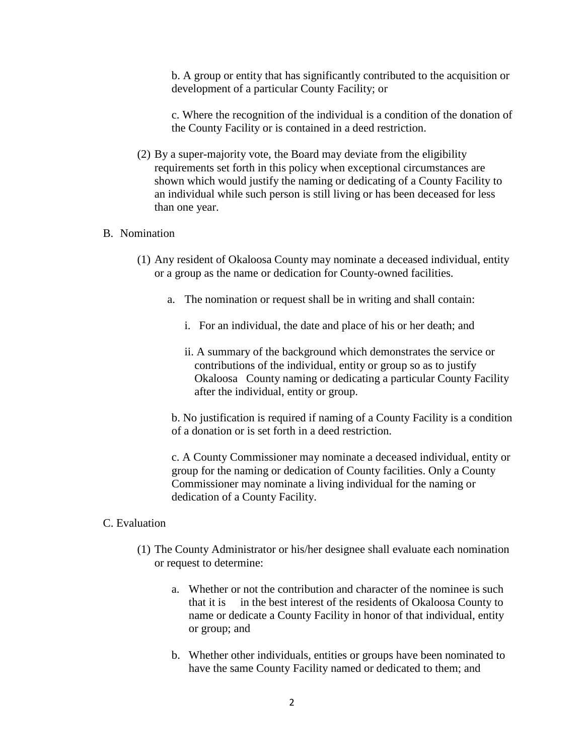b. A group or entity that has significantly contributed to the acquisition or development of a particular County Facility; or

c. Where the recognition of the individual is a condition of the donation of the County Facility or is contained in a deed restriction.

(2) By a super-majority vote, the Board may deviate from the eligibility requirements set forth in this policy when exceptional circumstances are shown which would justify the naming or dedicating of a County Facility to an individual while such person is still living or has been deceased for less than one year.

B. Nomination

(1) Any resident of Okaloosa County may nominate a deceased individual, entity or a group as the name or dedication for County-owned facilities.

a. The nomination or request shall be in writing and shall contain:

i. For an individual, the date and place of his or her death; and

ii. A summary of the background which demonstrates the service or contributions of the individual, entity or group so as to justify Okaloosa County naming or dedicating a particular County Facility after the individual, entity or group.

b. No justification is required if naming of a County Facility is a condition of a donation or is set forth in a deed restriction.

c. A County Commissioner may nominate a deceased individual, entity or group for the naming or dedication of County facilities. Only a County Commissioner may nominate a living individual for the naming or dedication of a County Facility.

C. Evaluation

(1) The County Administrator or his/her designee shall evaluate each nomination or request to determine:

a. Whether or not the contribution and character of the nominee is such that it is in the best interest of the residents of Okaloosa County to name or dedicate a County Facility in honor of that individual, entity or group; and

b. Whether other individuals, entities or groups have been nominated to have the same County Facility named or dedicated to them; and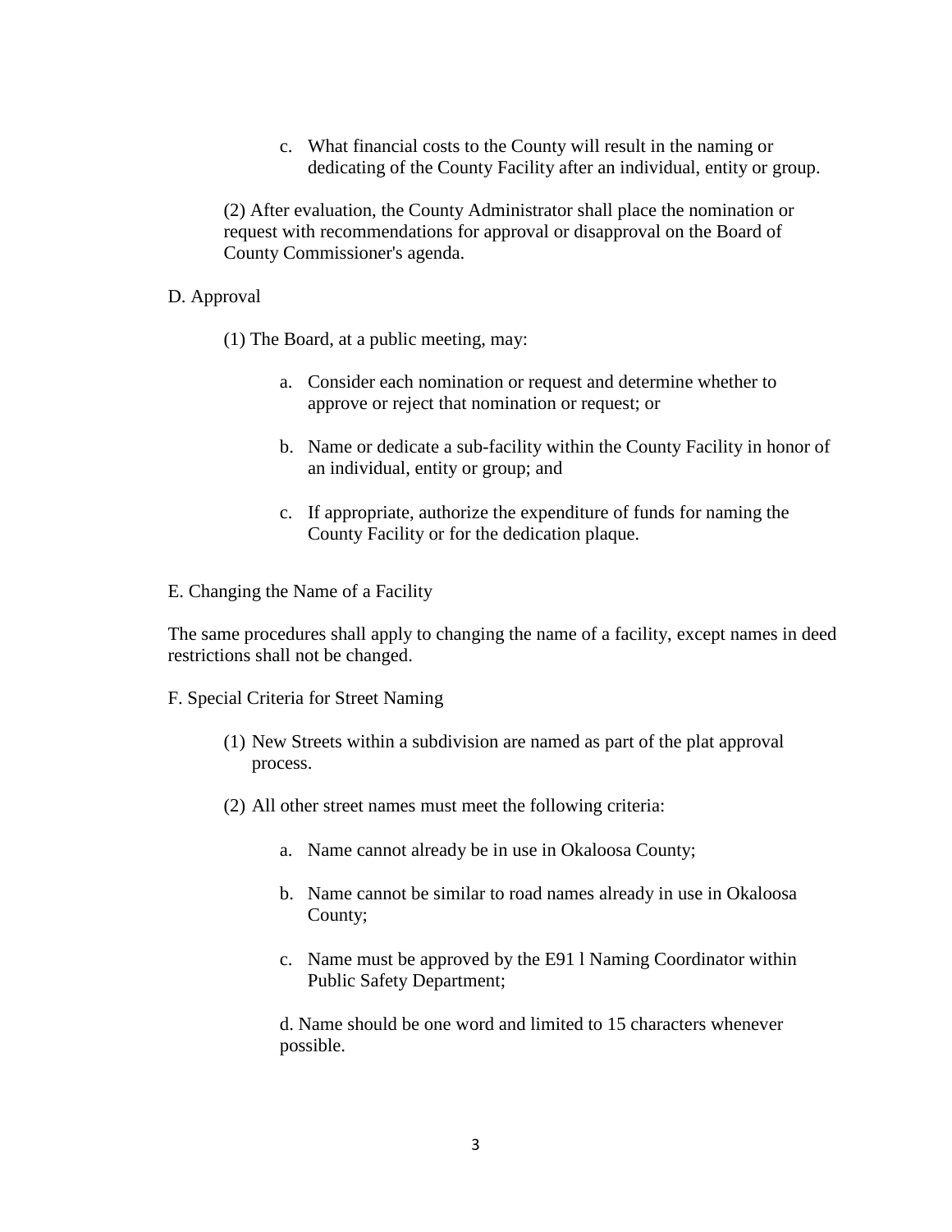c. What financial costs to the County will result in the naming or dedicating of the County Facility after an individual, entity or group.

(2) After evaluation, the County Administrator shall place the nomination or request with recommendations for approval or disapproval on the Board of County Commissioner's agenda.

D. Approval

(1) The Board, at a public meeting, may:

a. Consider each nomination or request and determine whether to approve or reject that nomination or request; or

b. Name or dedicate a sub-facility within the County Facility in honor of an individual, entity or group; and

c. If appropriate, authorize the expenditure of funds for naming the County Facility or for the dedication plaque.

E. Changing the Name of a Facility

The same procedures shall apply to changing the name of a facility, except names in deed restrictions shall not be changed.

F. Special Criteria for Street Naming

(1) New Streets within a subdivision are named as part of the plat approval process.

(2) All other street names must meet the following criteria:

a. Name cannot already be in use in Okaloosa County;

b. Name cannot be similar to road names already in use in Okaloosa County;

c. Name must be approved by the E91 l Naming Coordinator within Public Safety Department;

d. Name should be one word and limited to 15 characters whenever possible.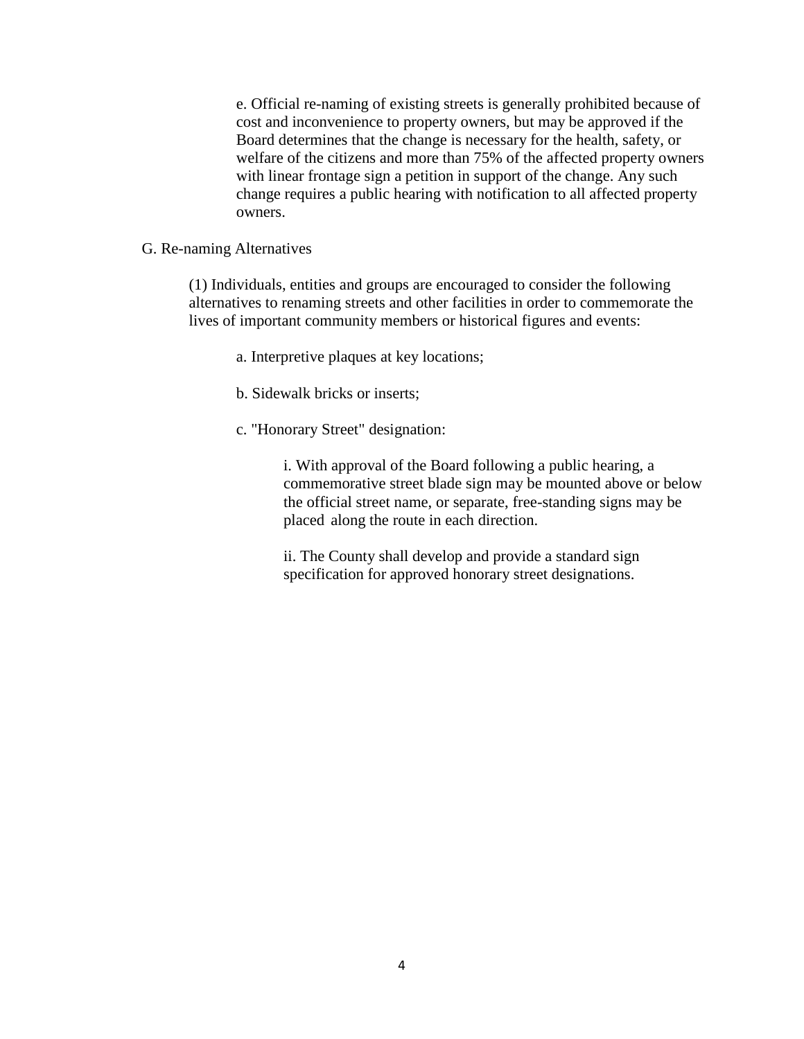e. Official re-naming of existing streets is generally prohibited because of cost and inconvenience to property owners, but may be approved if the Board determines that the change is necessary for the health, safety, or welfare of the citizens and more than 75% of the affected property owners with linear frontage sign a petition in support of the change. Any such change requires a public hearing with notification to all affected property owners.

G. Re-naming Alternatives

(1) Individuals, entities and groups are encouraged to consider the following alternatives to renaming streets and other facilities in order to commemorate the lives of important community members or historical figures and events:

a. Interpretive plaques at key locations;

b. Sidewalk bricks or inserts;

c. "Honorary Street" designation:

i. With approval of the Board following a public hearing, a commemorative street blade sign may be mounted above or below the official street name, or separate, free-standing signs may be placed along the route in each direction.

ii. The County shall develop and provide a standard sign specification for approved honorary street designations.